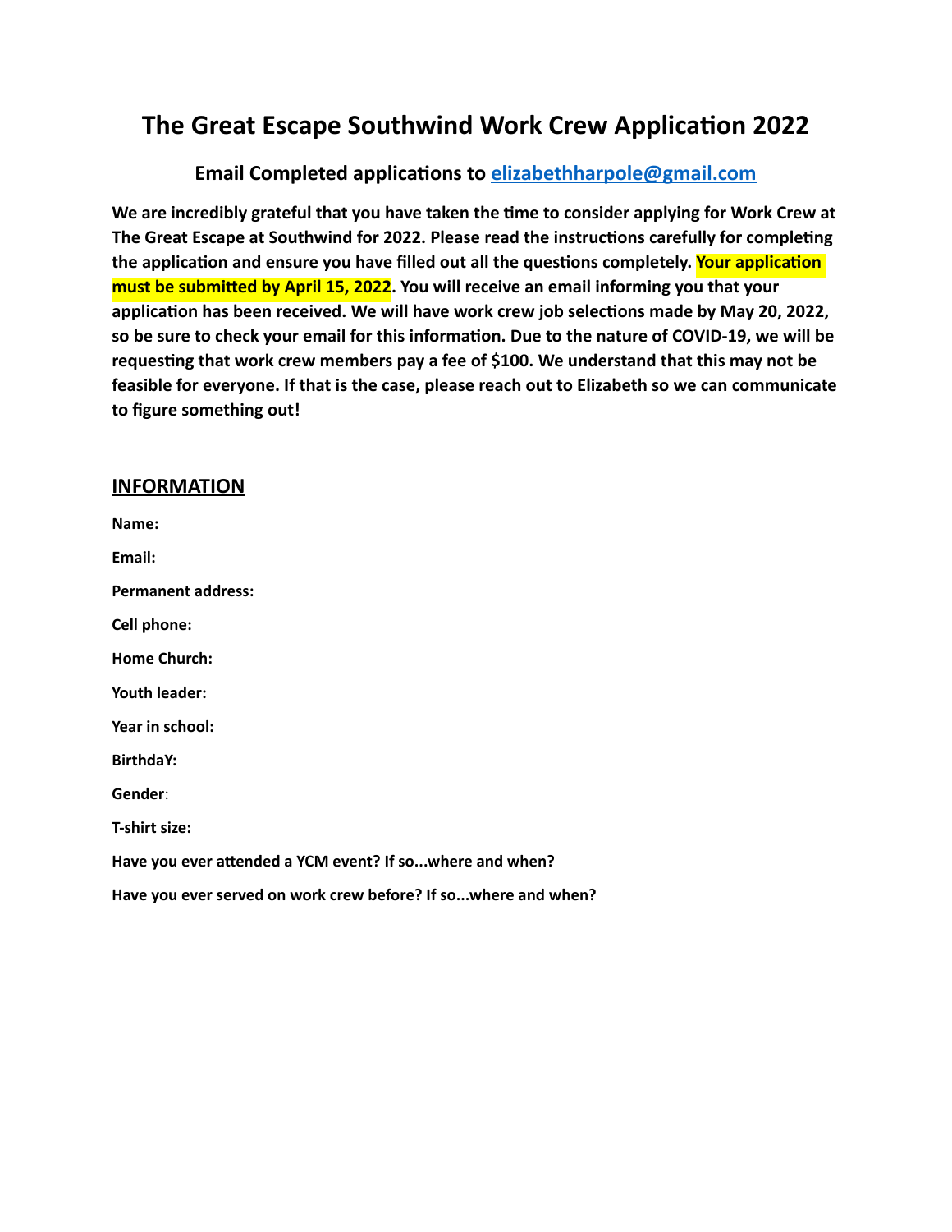# The Great Escape Southwind Work Crew Application 2022

## Email Completed applications to [elizabethharpole@gmail.com](mailto:elizabethharpole@gmail.com)

**We are incredibly grateful that you have taken the time to consider applying for Work Crew at The Great Escape at Southwind for 2022. Please read the instructions carefully for completing the application and ensure you have filled out all the questions completely. Your application must be submitted by April 15, 2022. You will receive an email informing you that your application has been received. We will have work crew job selections made by May 20, 2022, so be sure to check your email for this information. Due to the nature of COVID-19, we will be requesting that work crew members pay a fee of $100. We understand that this may not be feasible for everyone. If that is the case, please reach out to Elizabeth so we can communicate to figure something out!**

## INFORMATION

**Name:**

**Email:**

**Permanent address:**

**Cell phone:**

**Home Church:**

**Youth leader:**

**Year in school:**

**BirthdaY:**

**Gender**:

**T-shirt size:**

**Have you ever attended a YCM event? If so...where and when?**

**Have you ever served on work crew before? If so...where and when?**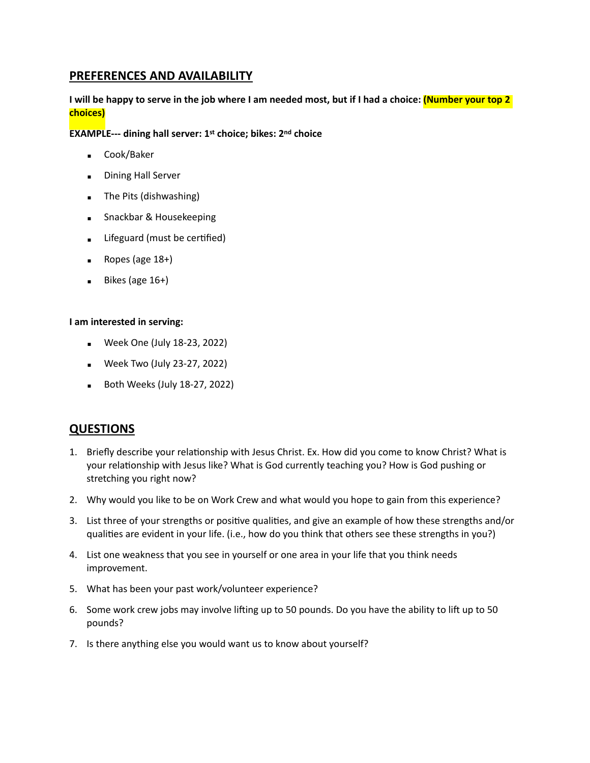## PREFERENCES AND AVAILABILITY

**I will be happy to serve in the job where I am needed most, but if I had a choice: (Number your top 2 choices)**

**EXAMPLE--- dining hall server: 1st choice; bikes: 2nd choice**

- Cook/Baker
- Dining Hall Server
- The Pits (dishwashing)
- Snackbar & Housekeeping
- Lifeguard (must be certified)
- Ropes (age 18+)
- Bikes (age 16+)

**I am interested in serving:**

- Week One (July 18-23, 2022)
- Week Two (July 23-27, 2022)
- Both Weeks (July 18-27, 2022)

## QUESTIONS

1. Briefly describe your relationship with Jesus Christ. Ex. How did you come to know Christ? What is your relationship with Jesus like? What is God currently teaching you? How is God pushing or stretching you right now?
2. Why would you like to be on Work Crew and what would you hope to gain from this experience?
3. List three of your strengths or positive qualities, and give an example of how these strengths and/or qualities are evident in your life. (i.e., how do you think that others see these strengths in you?)
4. List one weakness that you see in yourself or one area in your life that you think needs improvement.
5. What has been your past work/volunteer experience?
6. Some work crew jobs may involve lifting up to 50 pounds. Do you have the ability to lift up to 50 pounds?
7. Is there anything else you would want us to know about yourself?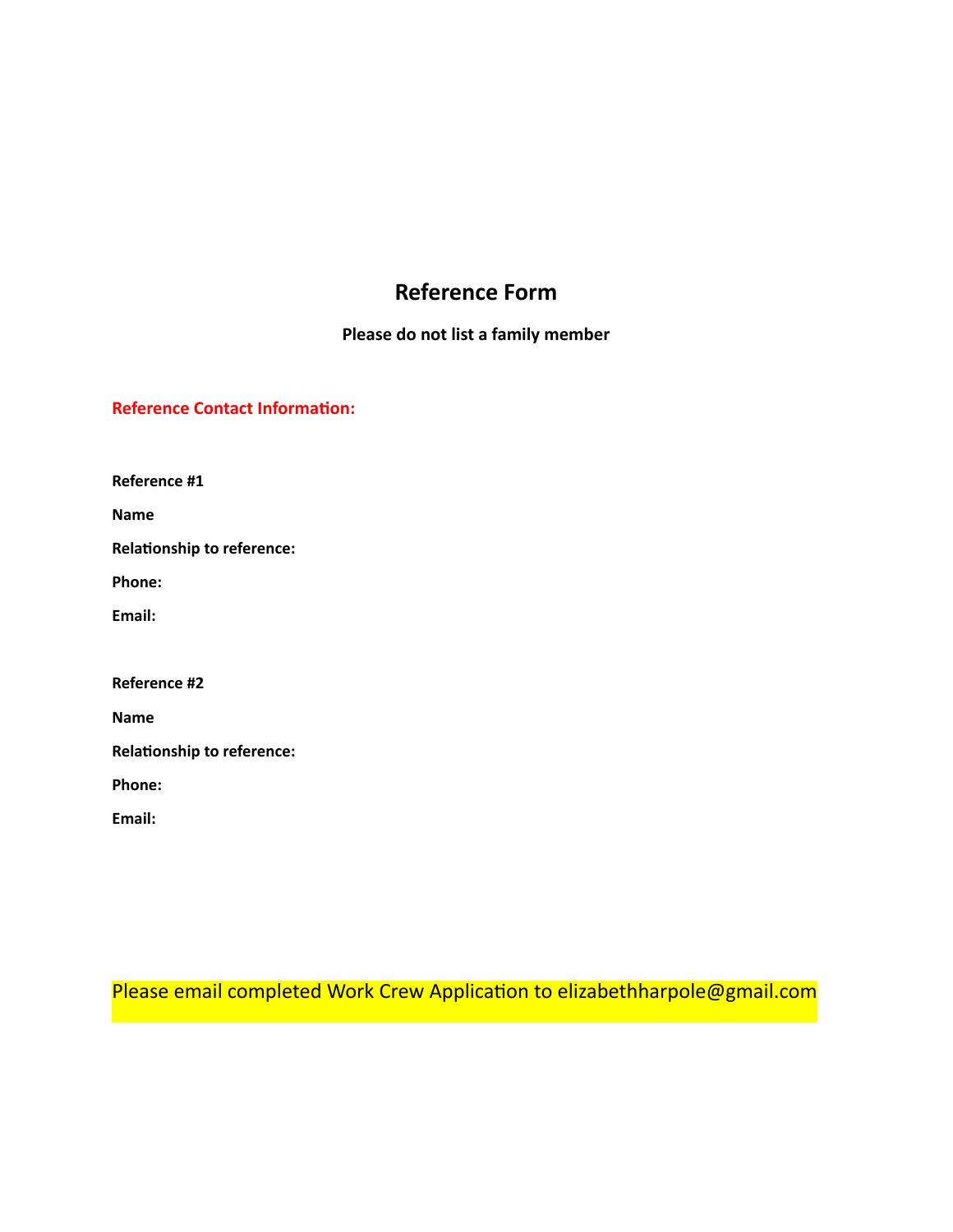# Reference Form

**Please do not list a family member**

**Reference Contact Information:**

**Reference #1**

**Name**

**Relationship to reference:**

**Phone:**

**Email:**

**Reference #2**

**Name**

**Relationship to reference:**

**Phone:**

**Email:**

Please email completed Work Crew Application to elizabethharpole@gmail.com